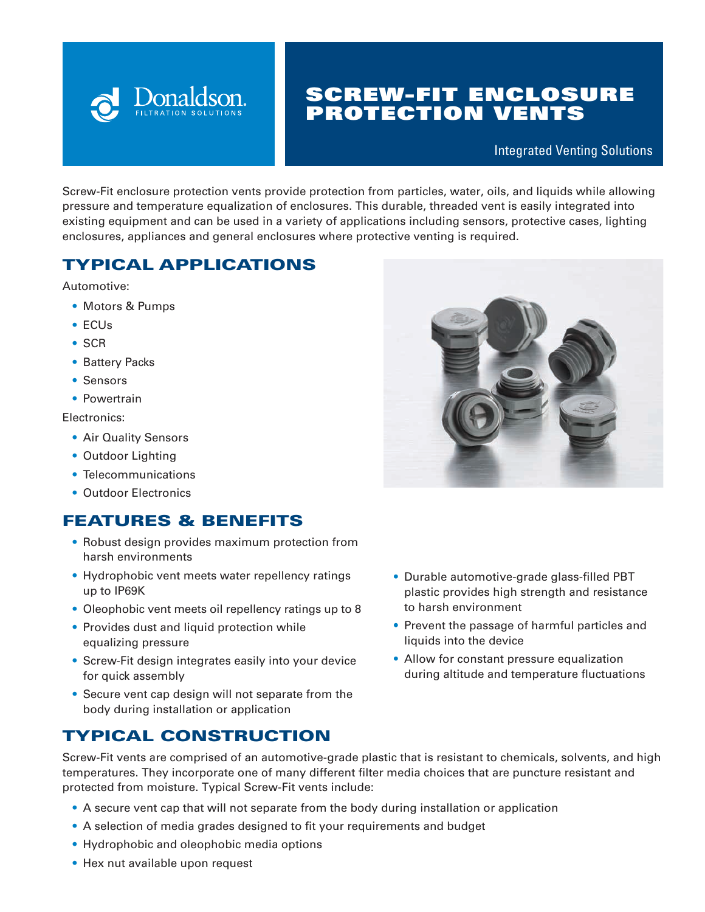Donaldson.
FILTRATION SOLUTIONS

# SCREW-FIT ENCLOSURE PROTECTION VENTS

Integrated Venting Solutions

Screw-Fit enclosure protection vents provide protection from particles, water, oils, and liquids while allowing pressure and temperature equalization of enclosures. This durable, threaded vent is easily integrated into existing equipment and can be used in a variety of applications including sensors, protective cases, lighting enclosures, appliances and general enclosures where protective venting is required.

## TYPICAL APPLICATIONS

Automotive:

- Motors & Pumps
- ECUs
- SCR
- Battery Packs
- Sensors
- Powertrain

Electronics:

- Air Quality Sensors
- Outdoor Lighting
- Telecommunications
- Outdoor Electronics

## FEATURES & BENEFITS

- Robust design provides maximum protection from harsh environments
- Hydrophobic vent meets water repellency ratings up to IP69K
- Oleophobic vent meets oil repellency ratings up to 8
- Provides dust and liquid protection while equalizing pressure
- Screw-Fit design integrates easily into your device for quick assembly
- Secure vent cap design will not separate from the body during installation or application
- Durable automotive-grade glass-filled PBT plastic provides high strength and resistance to harsh environment
- Prevent the passage of harmful particles and liquids into the device
- Allow for constant pressure equalization during altitude and temperature fluctuations

## TYPICAL CONSTRUCTION

Screw-Fit vents are comprised of an automotive-grade plastic that is resistant to chemicals, solvents, and high temperatures. They incorporate one of many different filter media choices that are puncture resistant and protected from moisture. Typical Screw-Fit vents include:

- A secure vent cap that will not separate from the body during installation or application
- A selection of media grades designed to fit your requirements and budget
- Hydrophobic and oleophobic media options
- Hex nut available upon request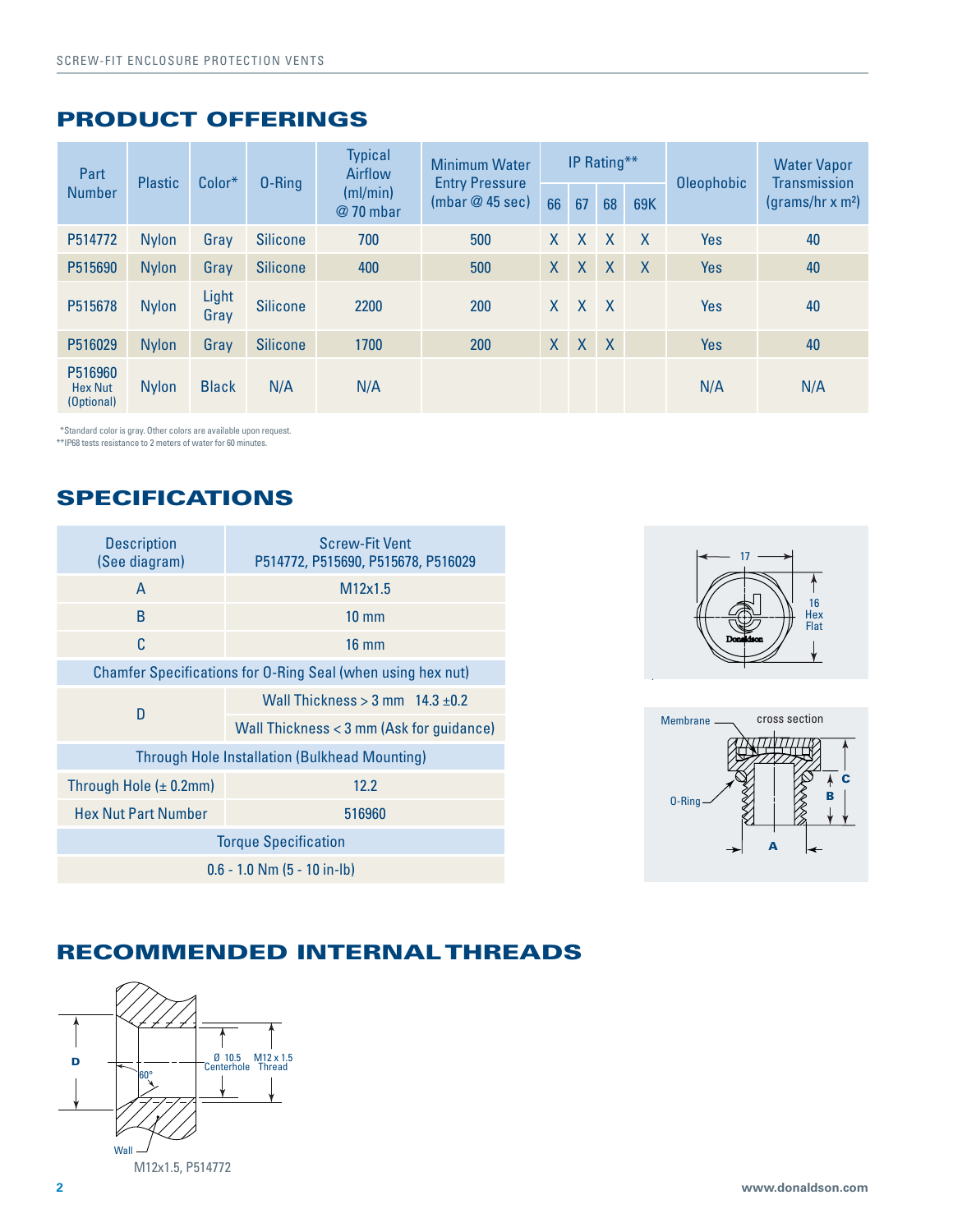## PRODUCT OFFERINGS

| Part Number | Plastic | Color* | O-Ring | Typical Airflow (ml/min) @ 70 mbar | Minimum Water Entry Pressure (mbar @ 45 sec) | IP Rating** | | | | Oleophobic | Water Vapor Transmission (grams/hr x m²) |
|---|---|---|---|---|---|---|---|---|---|---|---|
| | | | | | | 66 | 67 | 68 | 69K | | |
| P514772 | Nylon | Gray | Silicone | 700 | 500 | X | X | X | X | Yes | 40 |
| P515690 | Nylon | Gray | Silicone | 400 | 500 | X | X | X | X | Yes | 40 |
| P515678 | Nylon | Light Gray | Silicone | 2200 | 200 | X | X | X | | Yes | 40 |
| P516029 | Nylon | Gray | Silicone | 1700 | 200 | X | X | X | | Yes | 40 |
| P516960 Hex Nut (Optional) | Nylon | Black | N/A | N/A | | | | | | N/A | N/A |

*Standard color is gray. Other colors are available upon request.
**IP68 tests resistance to 2 meters of water for 60 minutes.

## SPECIFICATIONS

| Description (See diagram) | Screw-Fit Vent P514772, P515690, P515678, P516029 |
|---|---|
| A | M12x1.5 |
| B | 10 mm |
| C | 16 mm |
| Chamfer Specifications for O-Ring Seal (when using hex nut) | |
| D | Wall Thickness > 3 mm 14.3 ±0.2 |
| | Wall Thickness < 3 mm (Ask for guidance) |
| Through Hole Installation (Bulkhead Mounting) | |
| Through Hole (± 0.2mm) | 12.2 |
| Hex Nut Part Number | 516960 |
| Torque Specification | |
| 0.6 - 1.0 Nm (5 - 10 in-lb) | |

17

16 Hex Flat

Donaldson

Membrane

cross section

O-Ring

C

B

A

## RECOMMENDED INTERNAL THREADS

D

60°

Ø 10.5 Centerhole

M12 x 1.5 Thread

Wall

M12x1.5, P514772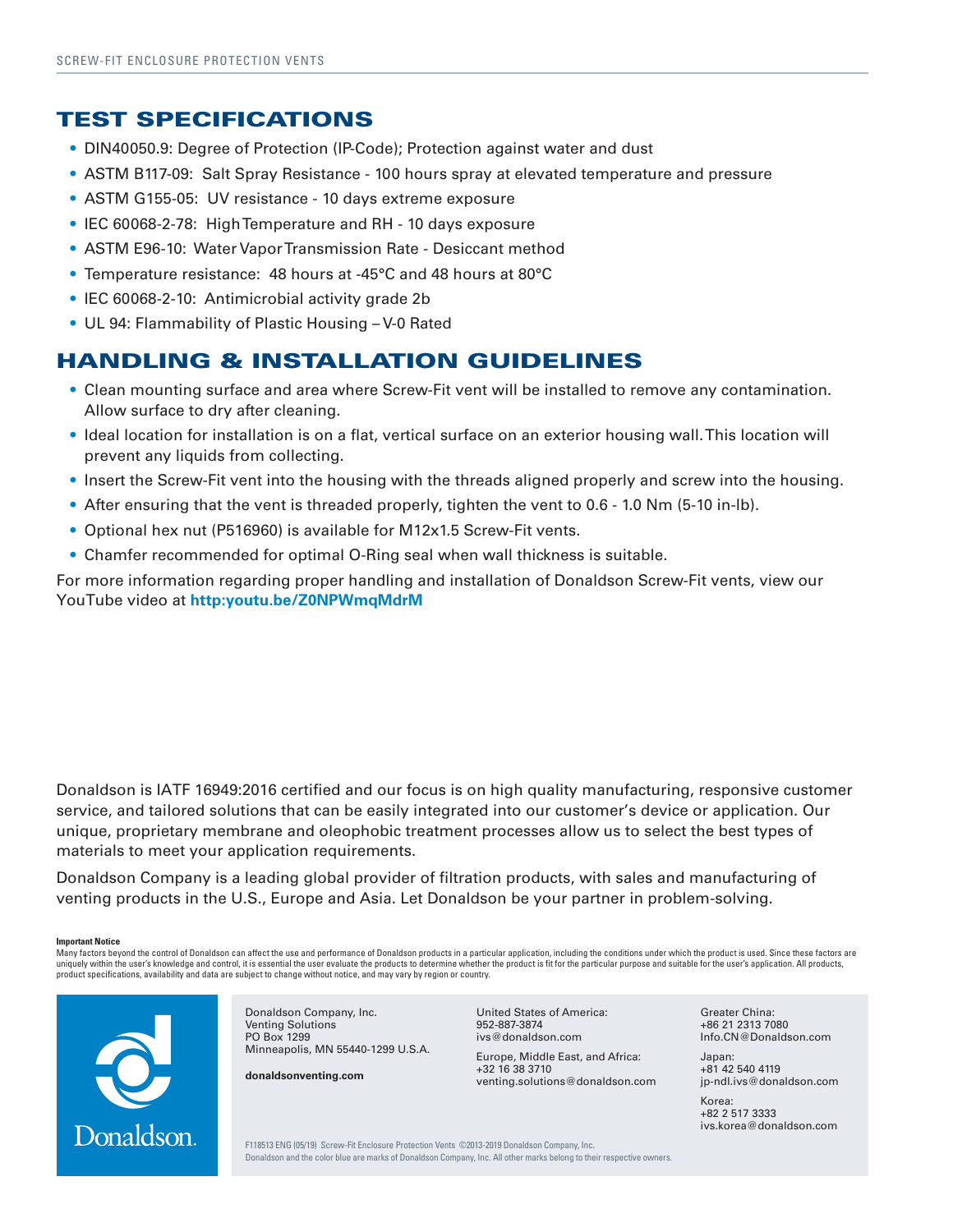## TEST SPECIFICATIONS

- DIN40050.9: Degree of Protection (IP-Code); Protection against water and dust
- ASTM B117-09: Salt Spray Resistance - 100 hours spray at elevated temperature and pressure
- ASTM G155-05: UV resistance - 10 days extreme exposure
- IEC 60068-2-78: High Temperature and RH - 10 days exposure
- ASTM E96-10: Water Vapor Transmission Rate - Desiccant method
- Temperature resistance: 48 hours at -45°C and 48 hours at 80°C
- IEC 60068-2-10: Antimicrobial activity grade 2b
- UL 94: Flammability of Plastic Housing – V-0 Rated

## HANDLING & INSTALLATION GUIDELINES

- Clean mounting surface and area where Screw-Fit vent will be installed to remove any contamination. Allow surface to dry after cleaning.
- Ideal location for installation is on a flat, vertical surface on an exterior housing wall. This location will prevent any liquids from collecting.
- Insert the Screw-Fit vent into the housing with the threads aligned properly and screw into the housing.
- After ensuring that the vent is threaded properly, tighten the vent to 0.6 - 1.0 Nm (5-10 in-lb).
- Optional hex nut (P516960) is available for M12x1.5 Screw-Fit vents.
- Chamfer recommended for optimal O-Ring seal when wall thickness is suitable.

For more information regarding proper handling and installation of Donaldson Screw-Fit vents, view our YouTube video at **http:youtu.be/Z0NPWmqMdrM**

Donaldson is IATF 16949:2016 certified and our focus is on high quality manufacturing, responsive customer service, and tailored solutions that can be easily integrated into our customer's device or application. Our unique, proprietary membrane and oleophobic treatment processes allow us to select the best types of materials to meet your application requirements.

Donaldson Company is a leading global provider of filtration products, with sales and manufacturing of venting products in the U.S., Europe and Asia. Let Donaldson be your partner in problem-solving.

**Important Notice**
Many factors beyond the control of Donaldson can affect the use and performance of Donaldson products in a particular application, including the conditions under which the product is used. Since these factors are uniquely within the user's knowledge and control, it is essential the user evaluate the products to determine whether the product is fit for the particular purpose and suitable for the user's application. All products, product specifications, availability and data are subject to change without notice, and may vary by region or country.

Donaldson.

Donaldson Company, Inc.
Venting Solutions
PO Box 1299
Minneapolis, MN 55440-1299 U.S.A.

**donaldsonventing.com**

United States of America:
952-887-3874
ivs@donaldson.com

Europe, Middle East, and Africa:
+32 16 38 3710
venting.solutions@donaldson.com

Greater China:
+86 21 2313 7080
Info.CN@Donaldson.com

Japan:
+81 42 540 4119
jp-ndl.ivs@donaldson.com

Korea:
+82 2 517 3333
ivs.korea@donaldson.com

F118513 ENG (05/19) Screw-Fit Enclosure Protection Vents ©2013-2019 Donaldson Company, Inc.
Donaldson and the color blue are marks of Donaldson Company, Inc. All other marks belong to their respective owners.